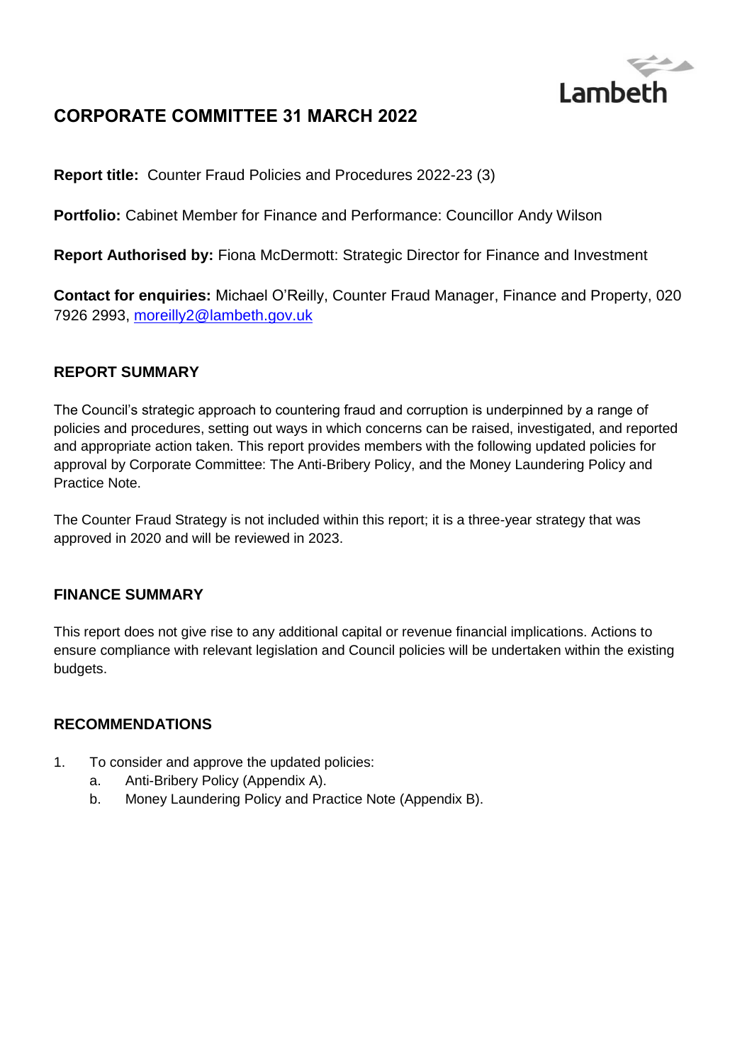Lambeth

# CORPORATE COMMITTEE 31 MARCH 2022

**Report title:** Counter Fraud Policies and Procedures 2022-23 (3)

**Portfolio:** Cabinet Member for Finance and Performance: Councillor Andy Wilson

**Report Authorised by:** Fiona McDermott: Strategic Director for Finance and Investment

**Contact for enquiries:** Michael O'Reilly, Counter Fraud Manager, Finance and Property, 020 7926 2993, moreilly2@lambeth.gov.uk

## REPORT SUMMARY

The Council's strategic approach to countering fraud and corruption is underpinned by a range of policies and procedures, setting out ways in which concerns can be raised, investigated, and reported and appropriate action taken. This report provides members with the following updated policies for approval by Corporate Committee: The Anti-Bribery Policy, and the Money Laundering Policy and Practice Note.

The Counter Fraud Strategy is not included within this report; it is a three-year strategy that was approved in 2020 and will be reviewed in 2023.

## FINANCE SUMMARY

This report does not give rise to any additional capital or revenue financial implications. Actions to ensure compliance with relevant legislation and Council policies will be undertaken within the existing budgets.

## RECOMMENDATIONS

1. To consider and approve the updated policies:
   a. Anti-Bribery Policy (Appendix A).
   b. Money Laundering Policy and Practice Note (Appendix B).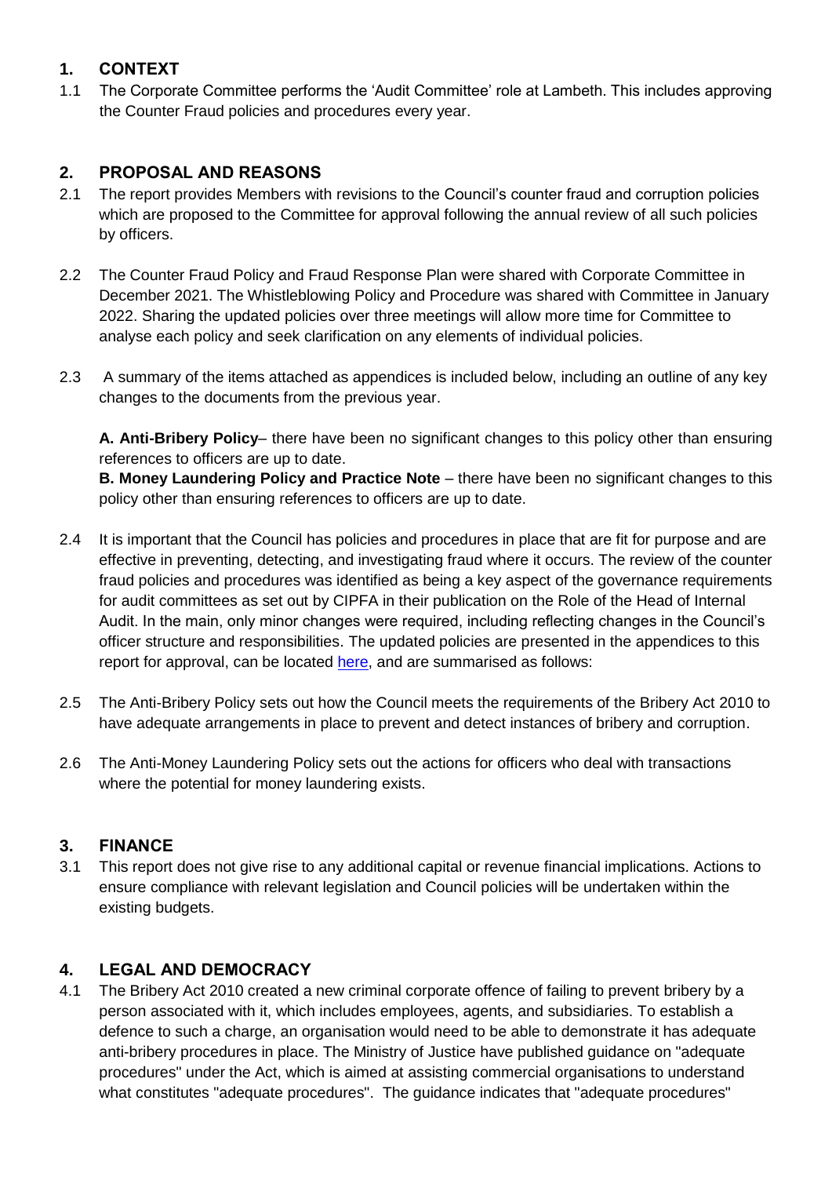## 1. CONTEXT

1.1 The Corporate Committee performs the 'Audit Committee' role at Lambeth. This includes approving the Counter Fraud policies and procedures every year.

## 2. PROPOSAL AND REASONS

2.1 The report provides Members with revisions to the Council's counter fraud and corruption policies which are proposed to the Committee for approval following the annual review of all such policies by officers.

2.2 The Counter Fraud Policy and Fraud Response Plan were shared with Corporate Committee in December 2021. The Whistleblowing Policy and Procedure was shared with Committee in January 2022. Sharing the updated policies over three meetings will allow more time for Committee to analyse each policy and seek clarification on any elements of individual policies.

2.3 A summary of the items attached as appendices is included below, including an outline of any key changes to the documents from the previous year.

**A. Anti-Bribery Policy**– there have been no significant changes to this policy other than ensuring references to officers are up to date.
**B. Money Laundering Policy and Practice Note** – there have been no significant changes to this policy other than ensuring references to officers are up to date.

2.4 It is important that the Council has policies and procedures in place that are fit for purpose and are effective in preventing, detecting, and investigating fraud where it occurs. The review of the counter fraud policies and procedures was identified as being a key aspect of the governance requirements for audit committees as set out by CIPFA in their publication on the Role of the Head of Internal Audit. In the main, only minor changes were required, including reflecting changes in the Council's officer structure and responsibilities. The updated policies are presented in the appendices to this report for approval, can be located here, and are summarised as follows:

2.5 The Anti-Bribery Policy sets out how the Council meets the requirements of the Bribery Act 2010 to have adequate arrangements in place to prevent and detect instances of bribery and corruption.

2.6 The Anti-Money Laundering Policy sets out the actions for officers who deal with transactions where the potential for money laundering exists.

## 3. FINANCE

3.1 This report does not give rise to any additional capital or revenue financial implications. Actions to ensure compliance with relevant legislation and Council policies will be undertaken within the existing budgets.

## 4. LEGAL AND DEMOCRACY

4.1 The Bribery Act 2010 created a new criminal corporate offence of failing to prevent bribery by a person associated with it, which includes employees, agents, and subsidiaries. To establish a defence to such a charge, an organisation would need to be able to demonstrate it has adequate anti-bribery procedures in place. The Ministry of Justice have published guidance on "adequate procedures" under the Act, which is aimed at assisting commercial organisations to understand what constitutes "adequate procedures". The guidance indicates that "adequate procedures"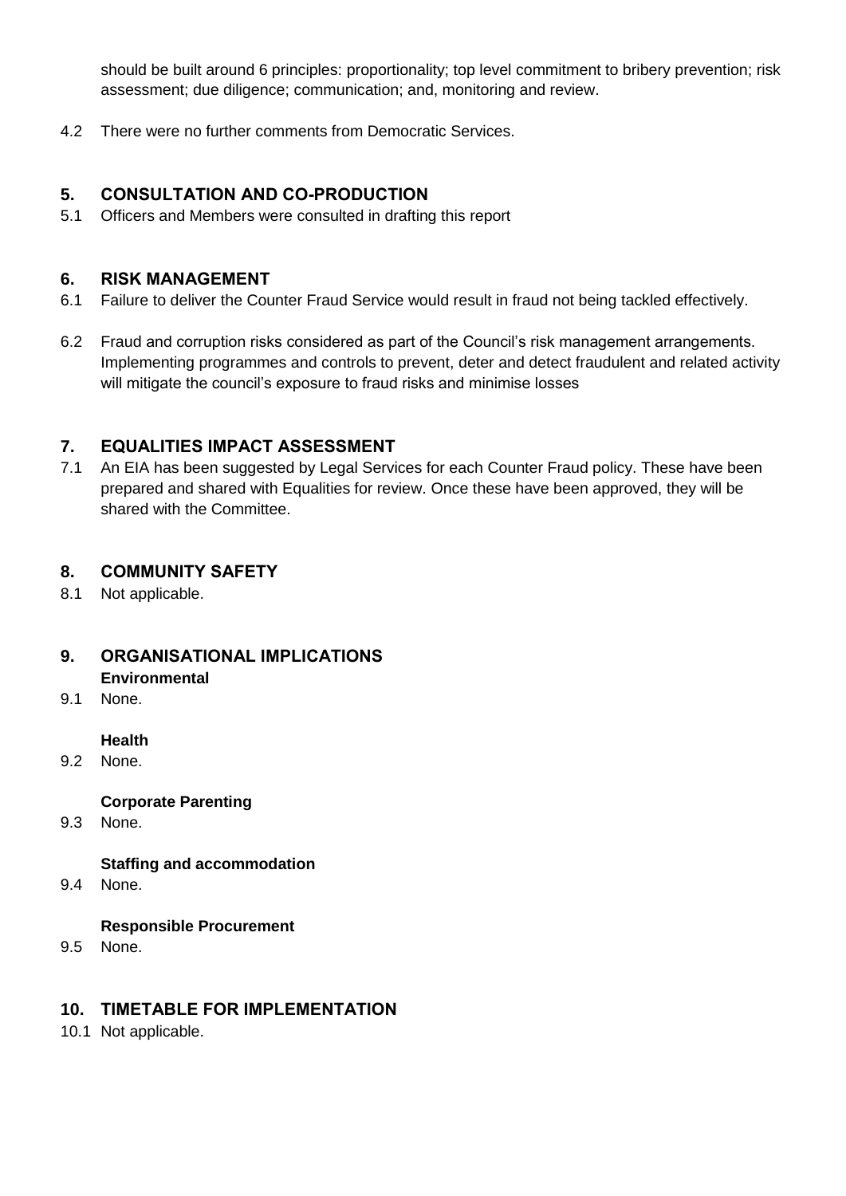should be built around 6 principles: proportionality; top level commitment to bribery prevention; risk assessment; due diligence; communication; and, monitoring and review.

4.2 There were no further comments from Democratic Services.

## 5. CONSULTATION AND CO-PRODUCTION

5.1 Officers and Members were consulted in drafting this report

## 6. RISK MANAGEMENT

6.1 Failure to deliver the Counter Fraud Service would result in fraud not being tackled effectively.

6.2 Fraud and corruption risks considered as part of the Council's risk management arrangements. Implementing programmes and controls to prevent, deter and detect fraudulent and related activity will mitigate the council's exposure to fraud risks and minimise losses

## 7. EQUALITIES IMPACT ASSESSMENT

7.1 An EIA has been suggested by Legal Services for each Counter Fraud policy. These have been prepared and shared with Equalities for review. Once these have been approved, they will be shared with the Committee.

## 8. COMMUNITY SAFETY

8.1 Not applicable.

## 9. ORGANISATIONAL IMPLICATIONS

**Environmental**

9.1 None.

**Health**

9.2 None.

**Corporate Parenting**

9.3 None.

**Staffing and accommodation**

9.4 None.

**Responsible Procurement**

9.5 None.

## 10. TIMETABLE FOR IMPLEMENTATION

10.1 Not applicable.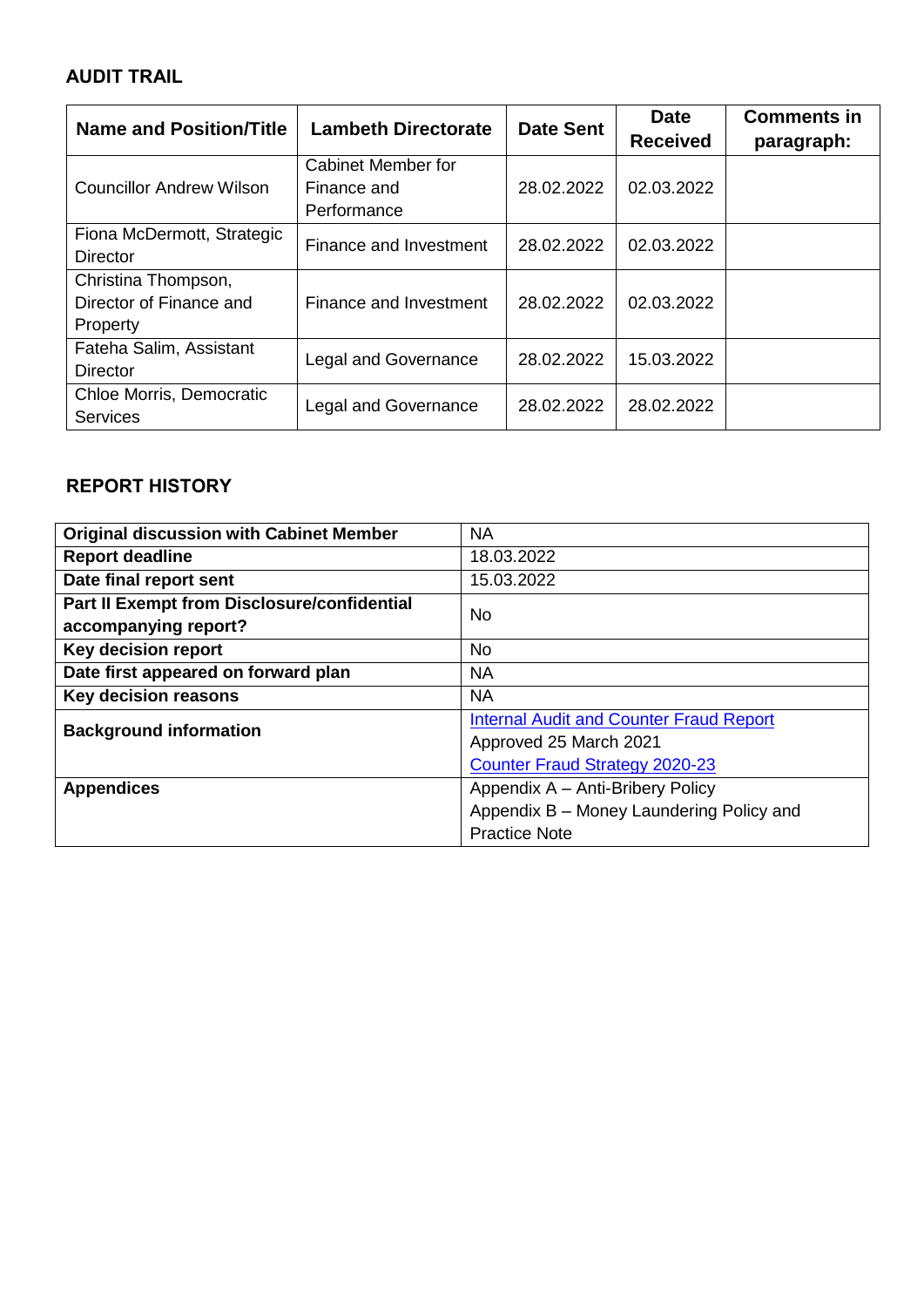## AUDIT TRAIL

| Name and Position/Title | Lambeth Directorate | Date Sent | Date Received | Comments in paragraph: |
|---|---|---|---|---|
| Councillor Andrew Wilson | Cabinet Member for Finance and Performance | 28.02.2022 | 02.03.2022 | |
| Fiona McDermott, Strategic Director | Finance and Investment | 28.02.2022 | 02.03.2022 | |
| Christina Thompson, Director of Finance and Property | Finance and Investment | 28.02.2022 | 02.03.2022 | |
| Fateha Salim, Assistant Director | Legal and Governance | 28.02.2022 | 15.03.2022 | |
| Chloe Morris, Democratic Services | Legal and Governance | 28.02.2022 | 28.02.2022 | |

## REPORT HISTORY

| | |
|---|---|
| **Original discussion with Cabinet Member** | NA |
| **Report deadline** | 18.03.2022 |
| **Date final report sent** | 15.03.2022 |
| **Part II Exempt from Disclosure/confidential accompanying report?** | No |
| **Key decision report** | No |
| **Date first appeared on forward plan** | NA |
| **Key decision reasons** | NA |
| **Background information** | Internal Audit and Counter Fraud Report<br>Approved 25 March 2021<br>Counter Fraud Strategy 2020-23 |
| **Appendices** | Appendix A – Anti-Bribery Policy<br>Appendix B – Money Laundering Policy and Practice Note |